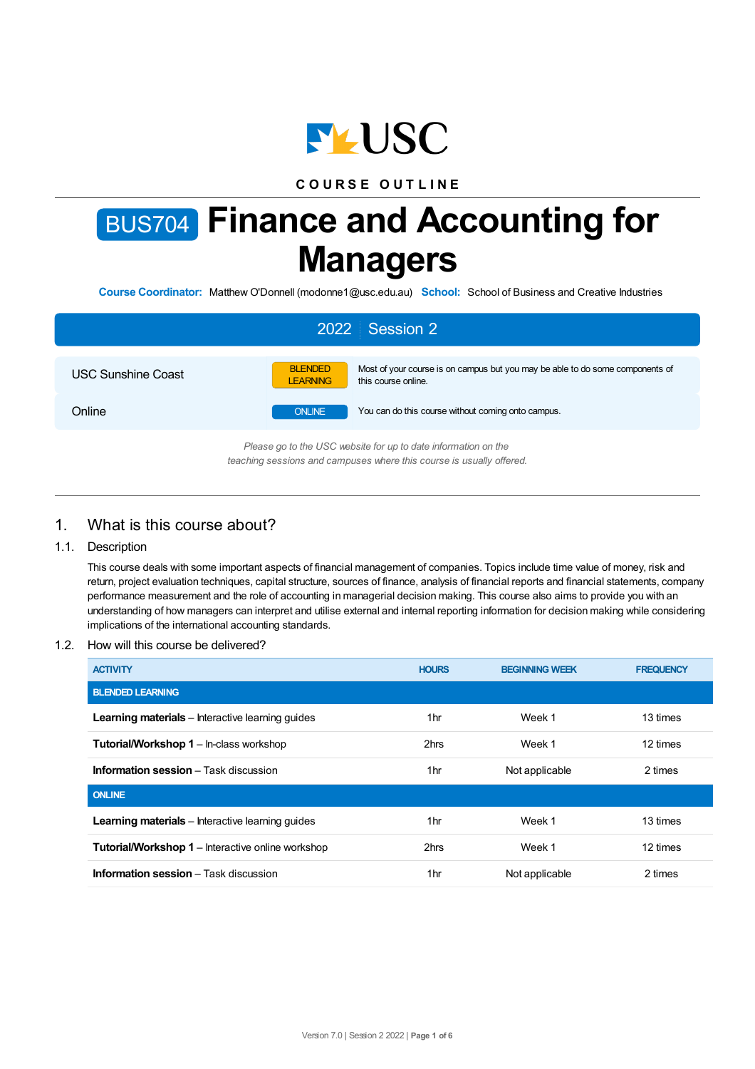USC

COURSE OUTLINE

# BUS704 Finance and Accounting for Managers

**Course Coordinator:** Matthew O'Donnell (modonne1@usc.edu.au) **School:** School of Business and Creative Industries

## 2022 Session 2

| | | |
|---|---|---|
| USC Sunshine Coast | BLENDED LEARNING | Most of your course is on campus but you may be able to do some components of this course online. |
| Online | ONLINE | You can do this course without coming onto campus. |

*Please go to the USC website for up to date information on the teaching sessions and campuses where this course is usually offered.*

## 1. What is this course about?

### 1.1. Description

This course deals with some important aspects of financial management of companies. Topics include time value of money, risk and return, project evaluation techniques, capital structure, sources of finance, analysis of financial reports and financial statements, company performance measurement and the role of accounting in managerial decision making. This course also aims to provide you with an understanding of how managers can interpret and utilise external and internal reporting information for decision making while considering implications of the international accounting standards.

### 1.2. How will this course be delivered?

| ACTIVITY | HOURS | BEGINNING WEEK | FREQUENCY |
|---|---|---|---|
| **BLENDED LEARNING** | | | |
| **Learning materials** – Interactive learning guides | 1hr | Week 1 | 13 times |
| **Tutorial/Workshop 1** – In-class workshop | 2hrs | Week 1 | 12 times |
| **Information session** – Task discussion | 1hr | Not applicable | 2 times |
| **ONLINE** | | | |
| **Learning materials** – Interactive learning guides | 1hr | Week 1 | 13 times |
| **Tutorial/Workshop 1** – Interactive online workshop | 2hrs | Week 1 | 12 times |
| **Information session** – Task discussion | 1hr | Not applicable | 2 times |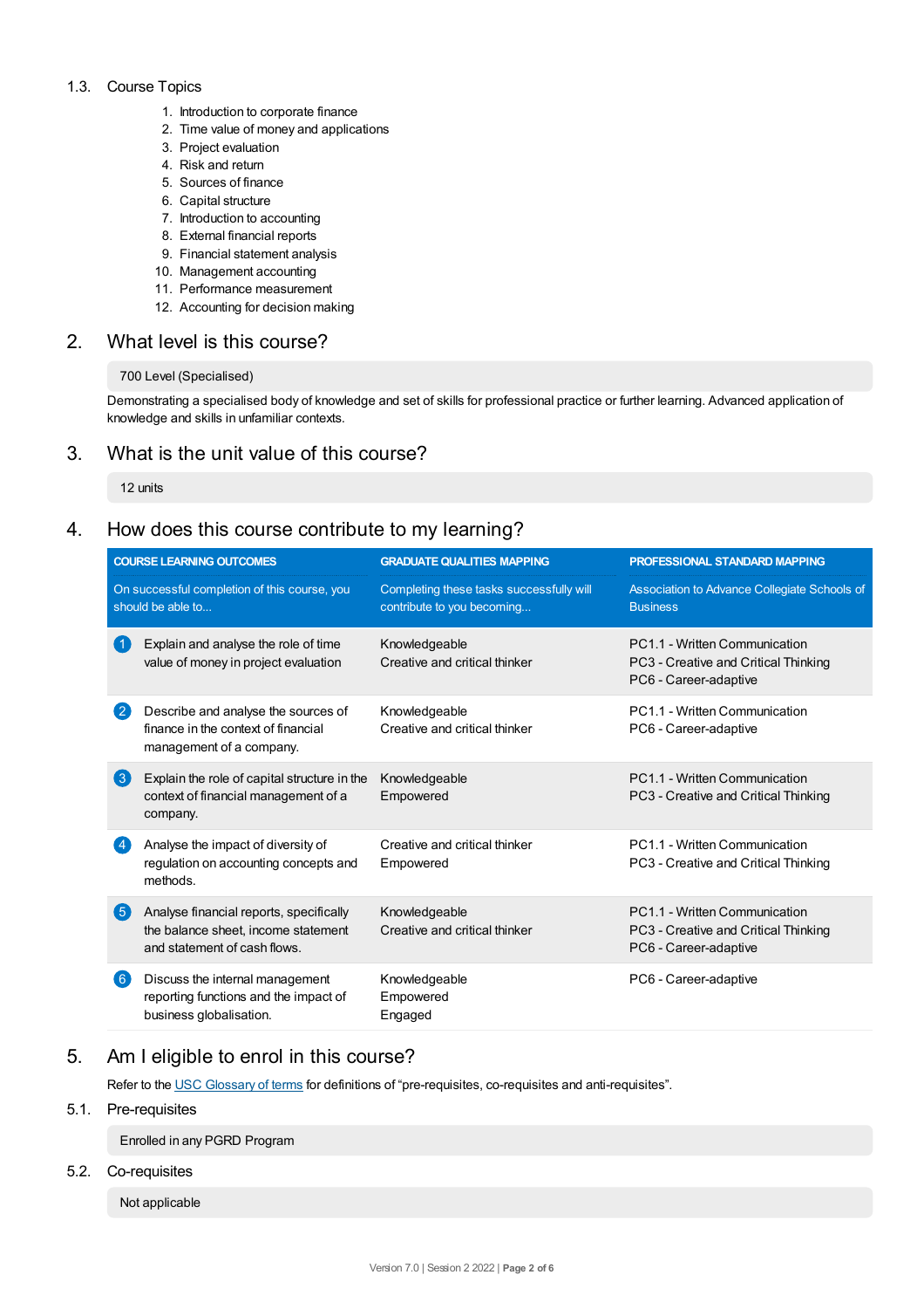### 1.3. Course Topics

1. Introduction to corporate finance
2. Time value of money and applications
3. Project evaluation
4. Risk and return
5. Sources of finance
6. Capital structure
7. Introduction to accounting
8. External financial reports
9. Financial statement analysis
10. Management accounting
11. Performance measurement
12. Accounting for decision making

## 2. What level is this course?

700 Level (Specialised)

Demonstrating a specialised body of knowledge and set of skills for professional practice or further learning. Advanced application of knowledge and skills in unfamiliar contexts.

## 3. What is the unit value of this course?

12 units

## 4. How does this course contribute to my learning?

| COURSE LEARNING OUTCOMES<br>On successful completion of this course, you should be able to... | GRADUATE QUALITIES MAPPING<br>Completing these tasks successfully will contribute to you becoming... | PROFESSIONAL STANDARD MAPPING<br>Association to Advance Collegiate Schools of Business |
|---|---|---|
| 1 Explain and analyse the role of time value of money in project evaluation | Knowledgeable<br>Creative and critical thinker | PC1.1 - Written Communication<br>PC3 - Creative and Critical Thinking<br>PC6 - Career-adaptive |
| 2 Describe and analyse the sources of finance in the context of financial management of a company. | Knowledgeable<br>Creative and critical thinker | PC1.1 - Written Communication<br>PC6 - Career-adaptive |
| 3 Explain the role of capital structure in the context of financial management of a company. | Knowledgeable<br>Empowered | PC1.1 - Written Communication<br>PC3 - Creative and Critical Thinking |
| 4 Analyse the impact of diversity of regulation on accounting concepts and methods. | Creative and critical thinker<br>Empowered | PC1.1 - Written Communication<br>PC3 - Creative and Critical Thinking |
| 5 Analyse financial reports, specifically the balance sheet, income statement and statement of cash flows. | Knowledgeable<br>Creative and critical thinker | PC1.1 - Written Communication<br>PC3 - Creative and Critical Thinking<br>PC6 - Career-adaptive |
| 6 Discuss the internal management reporting functions and the impact of business globalisation. | Knowledgeable<br>Empowered<br>Engaged | PC6 - Career-adaptive |

## 5. Am I eligible to enrol in this course?

Refer to the USC Glossary of terms for definitions of "pre-requisites, co-requisites and anti-requisites".

### 5.1. Pre-requisites

Enrolled in any PGRD Program

### 5.2. Co-requisites

Not applicable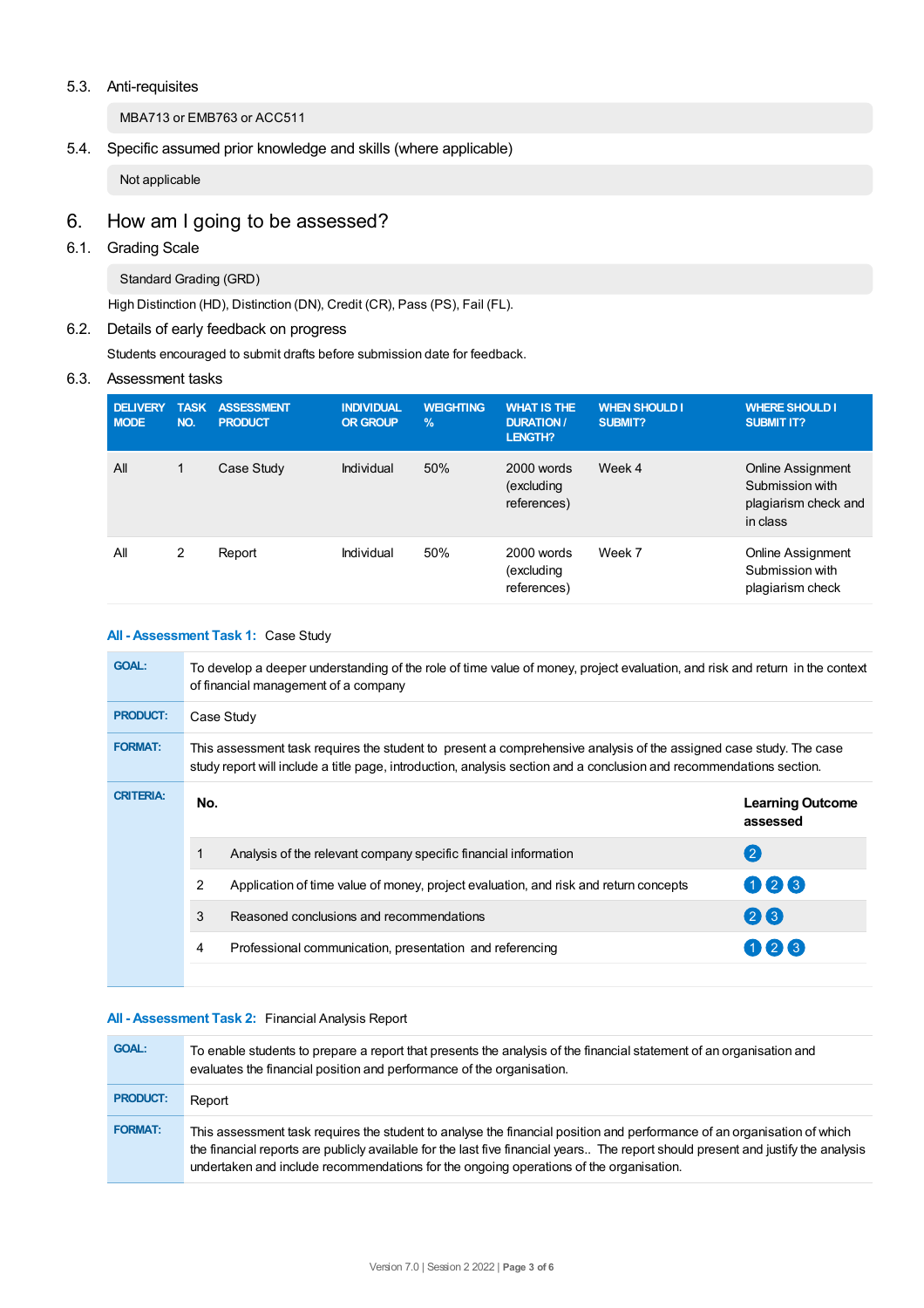### 5.3. Anti-requisites

MBA713 or EMB763 or ACC511

### 5.4. Specific assumed prior knowledge and skills (where applicable)

Not applicable

## 6. How am I going to be assessed?

### 6.1. Grading Scale

Standard Grading (GRD)

High Distinction (HD), Distinction (DN), Credit (CR), Pass (PS), Fail (FL).

### 6.2. Details of early feedback on progress

Students encouraged to submit drafts before submission date for feedback.

### 6.3. Assessment tasks

| DELIVERY MODE | TASK NO. | ASSESSMENT PRODUCT | INDIVIDUAL OR GROUP | WEIGHTING % | WHAT IS THE DURATION / LENGTH? | WHEN SHOULD I SUBMIT? | WHERE SHOULD I SUBMIT IT? |
|---|---|---|---|---|---|---|---|
| All | 1 | Case Study | Individual | 50% | 2000 words (excluding references) | Week 4 | Online Assignment Submission with plagiarism check and in class |
| All | 2 | Report | Individual | 50% | 2000 words (excluding references) | Week 7 | Online Assignment Submission with plagiarism check |

**All - Assessment Task 1:** Case Study

| | |
|---|---|
| **GOAL:** | To develop a deeper understanding of the role of time value of money, project evaluation, and risk and return in the context of financial management of a company |
| **PRODUCT:** | Case Study |
| **FORMAT:** | This assessment task requires the student to present a comprehensive analysis of the assigned case study. The case study report will include a title page, introduction, analysis section and a conclusion and recommendations section. |

**CRITERIA:**

| No. | | Learning Outcome assessed |
|---|---|---|
| 1 | Analysis of the relevant company specific financial information | 2 |
| 2 | Application of time value of money, project evaluation, and risk and return concepts | 1 2 3 |
| 3 | Reasoned conclusions and recommendations | 2 3 |
| 4 | Professional communication, presentation and referencing | 1 2 3 |

**All - Assessment Task 2:** Financial Analysis Report

| | |
|---|---|
| **GOAL:** | To enable students to prepare a report that presents the analysis of the financial statement of an organisation and evaluates the financial position and performance of the organisation. |
| **PRODUCT:** | Report |
| **FORMAT:** | This assessment task requires the student to analyse the financial position and performance of an organisation of which the financial reports are publicly available for the last five financial years.. The report should present and justify the analysis undertaken and include recommendations for the ongoing operations of the organisation. |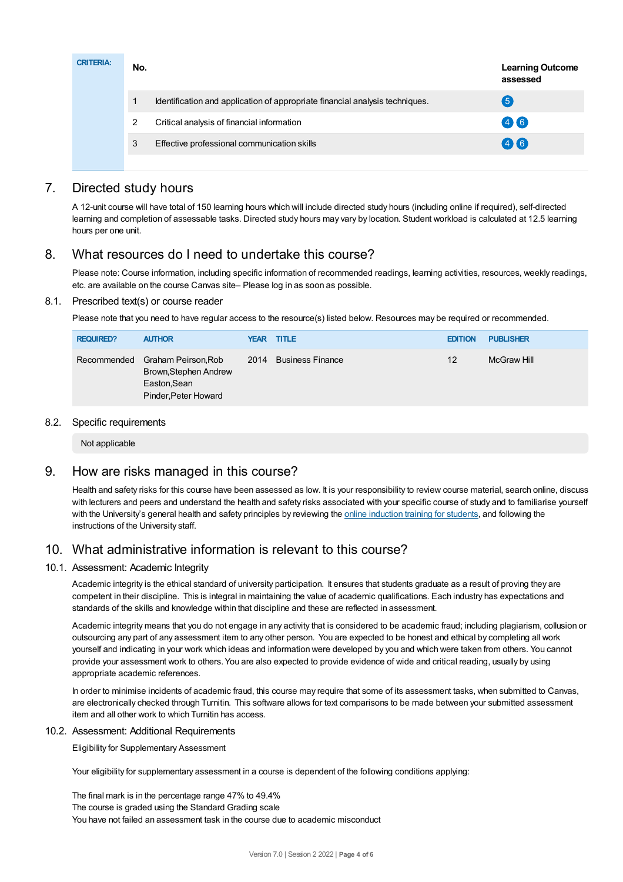**CRITERIA:**

| No. | | Learning Outcome assessed |
|---|---|---|
| 1 | Identification and application of appropriate financial analysis techniques. | 5 |
| 2 | Critical analysis of financial information | 4 6 |
| 3 | Effective professional communication skills | 4 6 |

## 7. Directed study hours

A 12-unit course will have total of 150 learning hours which will include directed study hours (including online if required), self-directed learning and completion of assessable tasks. Directed study hours may vary by location. Student workload is calculated at 12.5 learning hours per one unit.

## 8. What resources do I need to undertake this course?

Please note: Course information, including specific information of recommended readings, learning activities, resources, weekly readings, etc. are available on the course Canvas site– Please log in as soon as possible.

### 8.1. Prescribed text(s) or course reader

Please note that you need to have regular access to the resource(s) listed below. Resources may be required or recommended.

| REQUIRED? | AUTHOR | YEAR | TITLE | EDITION | PUBLISHER |
|---|---|---|---|---|---|
| Recommended | Graham Peirson,Rob Brown,Stephen Andrew Easton,Sean Pinder,Peter Howard | 2014 | Business Finance | 12 | McGraw Hill |

### 8.2. Specific requirements

Not applicable

## 9. How are risks managed in this course?

Health and safety risks for this course have been assessed as low. It is your responsibility to review course material, search online, discuss with lecturers and peers and understand the health and safety risks associated with your specific course of study and to familiarise yourself with the University's general health and safety principles by reviewing the online induction training for students, and following the instructions of the University staff.

## 10. What administrative information is relevant to this course?

### 10.1. Assessment: Academic Integrity

Academic integrity is the ethical standard of university participation. It ensures that students graduate as a result of proving they are competent in their discipline. This is integral in maintaining the value of academic qualifications. Each industry has expectations and standards of the skills and knowledge within that discipline and these are reflected in assessment.

Academic integrity means that you do not engage in any activity that is considered to be academic fraud; including plagiarism, collusion or outsourcing any part of any assessment item to any other person. You are expected to be honest and ethical by completing all work yourself and indicating in your work which ideas and information were developed by you and which were taken from others. You cannot provide your assessment work to others. You are also expected to provide evidence of wide and critical reading, usually by using appropriate academic references.

In order to minimise incidents of academic fraud, this course may require that some of its assessment tasks, when submitted to Canvas, are electronically checked through Turnitin. This software allows for text comparisons to be made between your submitted assessment item and all other work to which Turnitin has access.

### 10.2. Assessment: Additional Requirements

Eligibility for Supplementary Assessment

Your eligibility for supplementary assessment in a course is dependent of the following conditions applying:

The final mark is in the percentage range 47% to 49.4%  
The course is graded using the Standard Grading scale  
You have not failed an assessment task in the course due to academic misconduct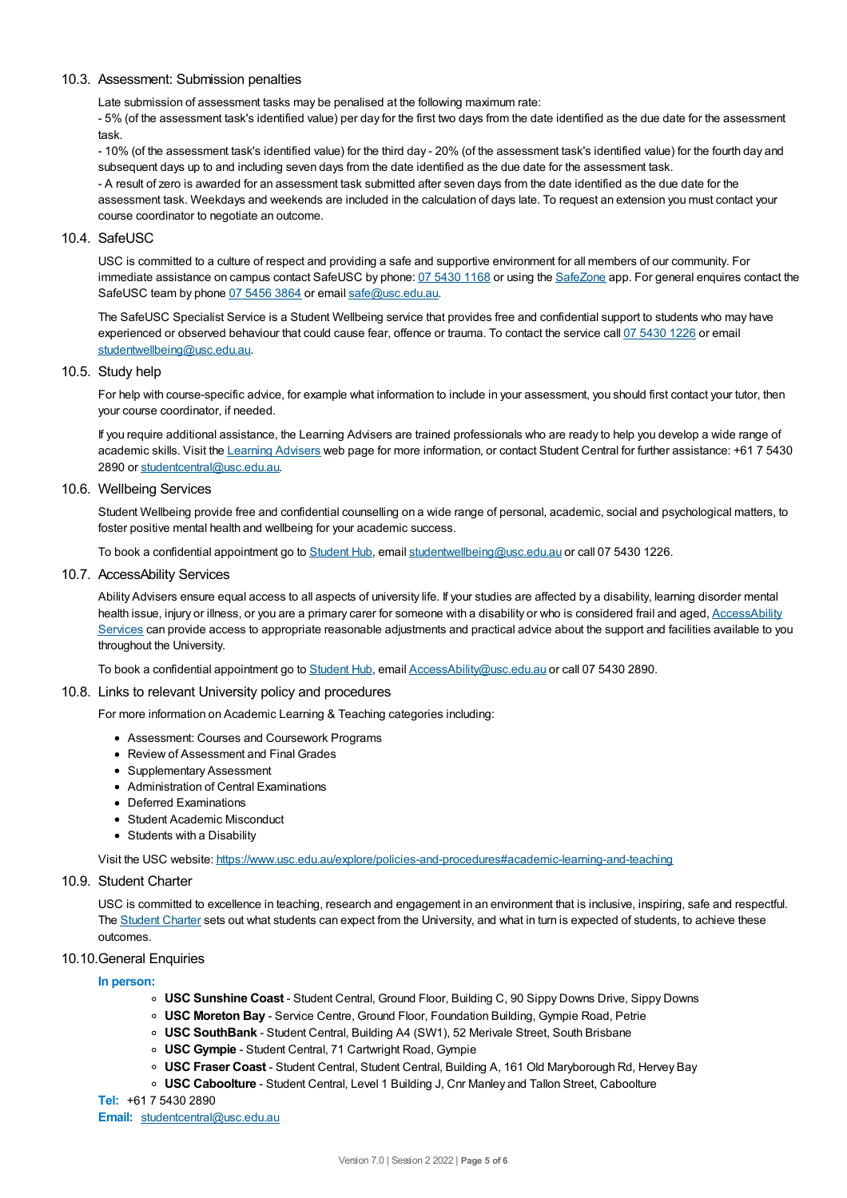### 10.3. Assessment: Submission penalties

Late submission of assessment tasks may be penalised at the following maximum rate:

- 5% (of the assessment task's identified value) per day for the first two days from the date identified as the due date for the assessment task.

- 10% (of the assessment task's identified value) for the third day - 20% (of the assessment task's identified value) for the fourth day and subsequent days up to and including seven days from the date identified as the due date for the assessment task.

- A result of zero is awarded for an assessment task submitted after seven days from the date identified as the due date for the assessment task. Weekdays and weekends are included in the calculation of days late. To request an extension you must contact your course coordinator to negotiate an outcome.

### 10.4. SafeUSC

USC is committed to a culture of respect and providing a safe and supportive environment for all members of our community. For immediate assistance on campus contact SafeUSC by phone: 07 5430 1168 or using the SafeZone app. For general enquires contact the SafeUSC team by phone 07 5456 3864 or email safe@usc.edu.au.

The SafeUSC Specialist Service is a Student Wellbeing service that provides free and confidential support to students who may have experienced or observed behaviour that could cause fear, offence or trauma. To contact the service call 07 5430 1226 or email studentwellbeing@usc.edu.au.

### 10.5. Study help

For help with course-specific advice, for example what information to include in your assessment, you should first contact your tutor, then your course coordinator, if needed.

If you require additional assistance, the Learning Advisers are trained professionals who are ready to help you develop a wide range of academic skills. Visit the Learning Advisers web page for more information, or contact Student Central for further assistance: +61 7 5430 2890 or studentcentral@usc.edu.au.

### 10.6. Wellbeing Services

Student Wellbeing provide free and confidential counselling on a wide range of personal, academic, social and psychological matters, to foster positive mental health and wellbeing for your academic success.

To book a confidential appointment go to Student Hub, email studentwellbeing@usc.edu.au or call 07 5430 1226.

### 10.7. AccessAbility Services

Ability Advisers ensure equal access to all aspects of university life. If your studies are affected by a disability, learning disorder mental health issue, injury or illness, or you are a primary carer for someone with a disability or who is considered frail and aged, AccessAbility Services can provide access to appropriate reasonable adjustments and practical advice about the support and facilities available to you throughout the University.

To book a confidential appointment go to Student Hub, email AccessAbility@usc.edu.au or call 07 5430 2890.

### 10.8. Links to relevant University policy and procedures

For more information on Academic Learning & Teaching categories including:

- Assessment: Courses and Coursework Programs
- Review of Assessment and Final Grades
- Supplementary Assessment
- Administration of Central Examinations
- Deferred Examinations
- Student Academic Misconduct
- Students with a Disability

Visit the USC website: https://www.usc.edu.au/explore/policies-and-procedures#academic-learning-and-teaching

### 10.9. Student Charter

USC is committed to excellence in teaching, research and engagement in an environment that is inclusive, inspiring, safe and respectful. The Student Charter sets out what students can expect from the University, and what in turn is expected of students, to achieve these outcomes.

### 10.10. General Enquiries

**In person:**

- **USC Sunshine Coast** - Student Central, Ground Floor, Building C, 90 Sippy Downs Drive, Sippy Downs
- **USC Moreton Bay** - Service Centre, Ground Floor, Foundation Building, Gympie Road, Petrie
- **USC SouthBank** - Student Central, Building A4 (SW1), 52 Merivale Street, South Brisbane
- **USC Gympie** - Student Central, 71 Cartwright Road, Gympie
- **USC Fraser Coast** - Student Central, Student Central, Building A, 161 Old Maryborough Rd, Hervey Bay
- **USC Caboolture** - Student Central, Level 1 Building J, Cnr Manley and Tallon Street, Caboolture

**Tel:** +61 7 5430 2890

**Email:** studentcentral@usc.edu.au